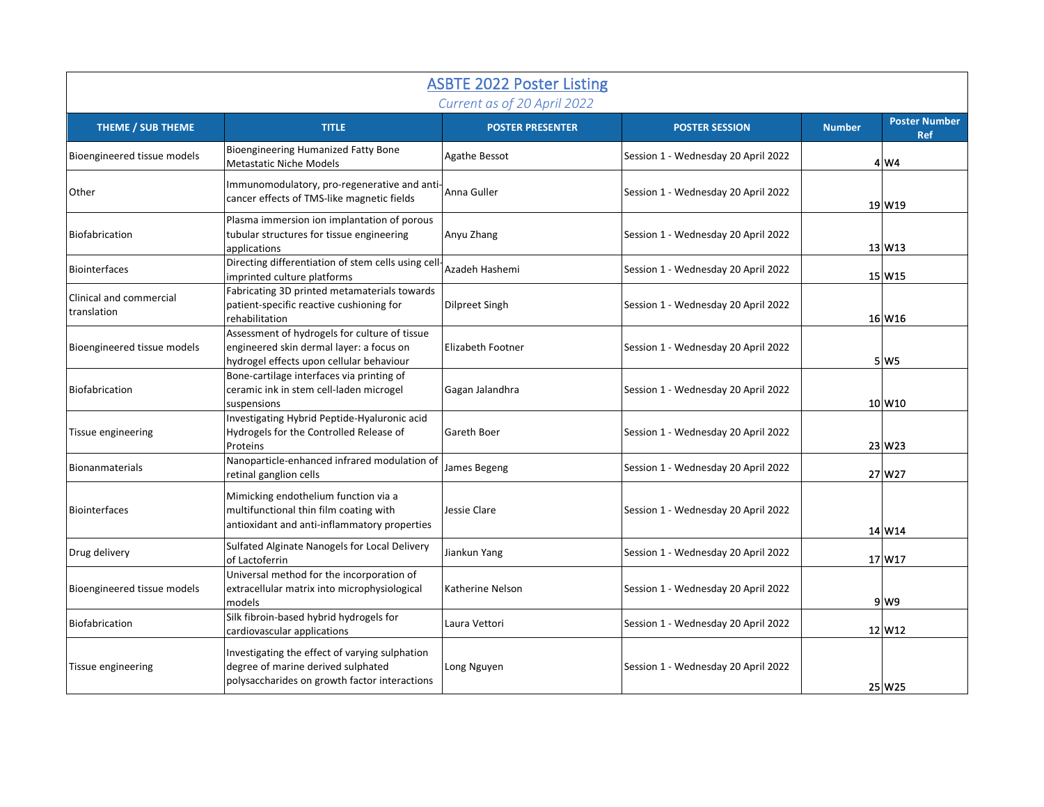# ASBTE 2022 Poster Listing

*Current as of 20 April 2022*

| THEME / SUB THEME | TITLE | POSTER PRESENTER | POSTER SESSION | Number | Poster Number Ref |
|---|---|---|---|---|---|
| Bioengineered tissue models | Bioengineering Humanized Fatty Bone Metastatic Niche Models | Agathe Bessot | Session 1 - Wednesday 20 April 2022 | 4 | W4 |
| Other | Immunomodulatory, pro-regenerative and anti-cancer effects of TMS-like magnetic fields | Anna Guller | Session 1 - Wednesday 20 April 2022 | 19 | W19 |
| Biofabrication | Plasma immersion ion implantation of porous tubular structures for tissue engineering applications | Anyu Zhang | Session 1 - Wednesday 20 April 2022 | 13 | W13 |
| Biointerfaces | Directing differentiation of stem cells using cell-imprinted culture platforms | Azadeh Hashemi | Session 1 - Wednesday 20 April 2022 | 15 | W15 |
| Clinical and commercial translation | Fabricating 3D printed metamaterials towards patient-specific reactive cushioning for rehabilitation | Dilpreet Singh | Session 1 - Wednesday 20 April 2022 | 16 | W16 |
| Bioengineered tissue models | Assessment of hydrogels for culture of tissue engineered skin dermal layer: a focus on hydrogel effects upon cellular behaviour | Elizabeth Footner | Session 1 - Wednesday 20 April 2022 | 5 | W5 |
| Biofabrication | Bone-cartilage interfaces via printing of ceramic ink in stem cell-laden microgel suspensions | Gagan Jalandhra | Session 1 - Wednesday 20 April 2022 | 10 | W10 |
| Tissue engineering | Investigating Hybrid Peptide-Hyaluronic acid Hydrogels for the Controlled Release of Proteins | Gareth Boer | Session 1 - Wednesday 20 April 2022 | 23 | W23 |
| Bionanmaterials | Nanoparticle-enhanced infrared modulation of retinal ganglion cells | James Begeng | Session 1 - Wednesday 20 April 2022 | 27 | W27 |
| Biointerfaces | Mimicking endothelium function via a multifunctional thin film coating with antioxidant and anti-inflammatory properties | Jessie Clare | Session 1 - Wednesday 20 April 2022 | 14 | W14 |
| Drug delivery | Sulfated Alginate Nanogels for Local Delivery of Lactoferrin | Jiankun Yang | Session 1 - Wednesday 20 April 2022 | 17 | W17 |
| Bioengineered tissue models | Universal method for the incorporation of extracellular matrix into microphysiological models | Katherine Nelson | Session 1 - Wednesday 20 April 2022 | 9 | W9 |
| Biofabrication | Silk fibroin-based hybrid hydrogels for cardiovascular applications | Laura Vettori | Session 1 - Wednesday 20 April 2022 | 12 | W12 |
| Tissue engineering | Investigating the effect of varying sulphation degree of marine derived sulphated polysaccharides on growth factor interactions | Long Nguyen | Session 1 - Wednesday 20 April 2022 | 25 | W25 |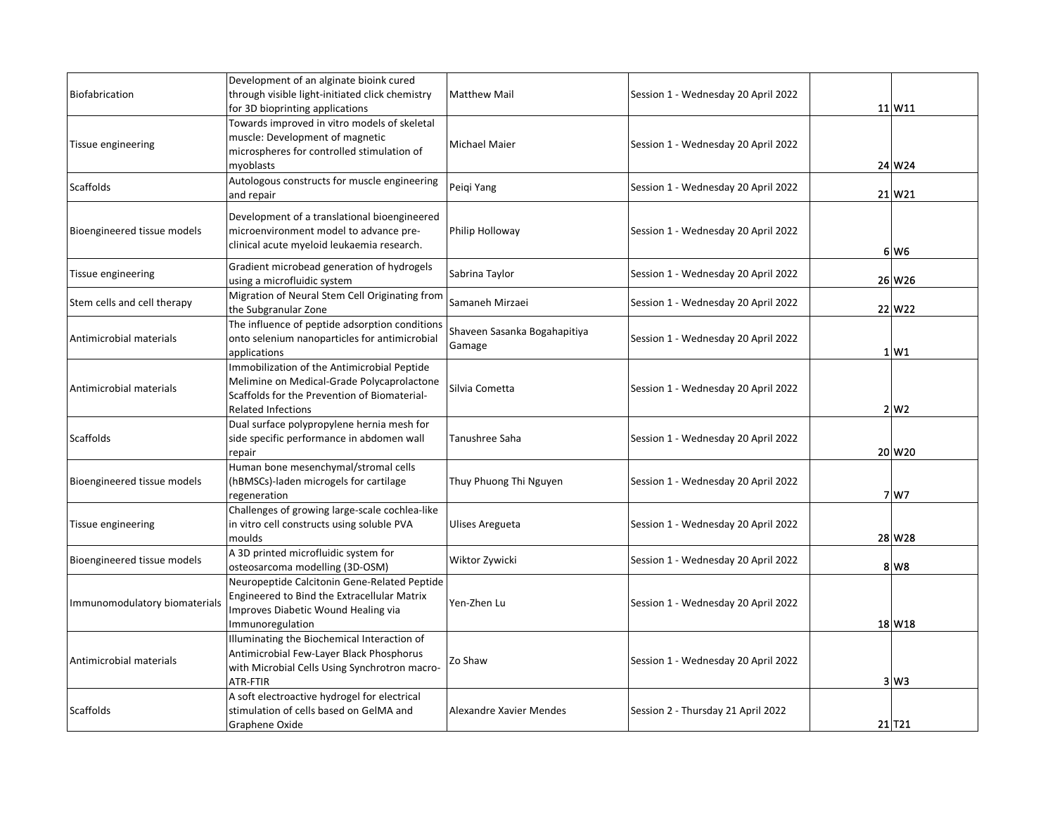| | | | | | |
|---|---|---|---|---|---|
| Biofabrication | Development of an alginate bioink cured through visible light-initiated click chemistry for 3D bioprinting applications | Matthew Mail | Session 1 - Wednesday 20 April 2022 | 11 | W11 |
| Tissue engineering | Towards improved in vitro models of skeletal muscle: Development of magnetic microspheres for controlled stimulation of myoblasts | Michael Maier | Session 1 - Wednesday 20 April 2022 | 24 | W24 |
| Scaffolds | Autologous constructs for muscle engineering and repair | Peiqi Yang | Session 1 - Wednesday 20 April 2022 | 21 | W21 |
| Bioengineered tissue models | Development of a translational bioengineered microenvironment model to advance pre-clinical acute myeloid leukaemia research. | Philip Holloway | Session 1 - Wednesday 20 April 2022 | 6 | W6 |
| Tissue engineering | Gradient microbead generation of hydrogels using a microfluidic system | Sabrina Taylor | Session 1 - Wednesday 20 April 2022 | 26 | W26 |
| Stem cells and cell therapy | Migration of Neural Stem Cell Originating from the Subgranular Zone | Samaneh Mirzaei | Session 1 - Wednesday 20 April 2022 | 22 | W22 |
| Antimicrobial materials | The influence of peptide adsorption conditions onto selenium nanoparticles for antimicrobial applications | Shaveen Sasanka Bogahapitiya Gamage | Session 1 - Wednesday 20 April 2022 | 1 | W1 |
| Antimicrobial materials | Immobilization of the Antimicrobial Peptide Melimine on Medical-Grade Polycaprolactone Scaffolds for the Prevention of Biomaterial-Related Infections | Silvia Cometta | Session 1 - Wednesday 20 April 2022 | 2 | W2 |
| Scaffolds | Dual surface polypropylene hernia mesh for side specific performance in abdomen wall repair | Tanushree Saha | Session 1 - Wednesday 20 April 2022 | 20 | W20 |
| Bioengineered tissue models | Human bone mesenchymal/stromal cells (hBMSCs)-laden microgels for cartilage regeneration | Thuy Phuong Thi Nguyen | Session 1 - Wednesday 20 April 2022 | 7 | W7 |
| Tissue engineering | Challenges of growing large-scale cochlea-like in vitro cell constructs using soluble PVA moulds | Ulises Aregueta | Session 1 - Wednesday 20 April 2022 | 28 | W28 |
| Bioengineered tissue models | A 3D printed microfluidic system for osteosarcoma modelling (3D-OSM) | Wiktor Zywicki | Session 1 - Wednesday 20 April 2022 | 8 | W8 |
| Immunomodulatory biomaterials | Neuropeptide Calcitonin Gene-Related Peptide Engineered to Bind the Extracellular Matrix Improves Diabetic Wound Healing via Immunoregulation | Yen-Zhen Lu | Session 1 - Wednesday 20 April 2022 | 18 | W18 |
| Antimicrobial materials | Illuminating the Biochemical Interaction of Antimicrobial Few-Layer Black Phosphorus with Microbial Cells Using Synchrotron macro-ATR-FTIR | Zo Shaw | Session 1 - Wednesday 20 April 2022 | 3 | W3 |
| Scaffolds | A soft electroactive hydrogel for electrical stimulation of cells based on GelMA and Graphene Oxide | Alexandre Xavier Mendes | Session 2 - Thursday 21 April 2022 | 21 | T21 |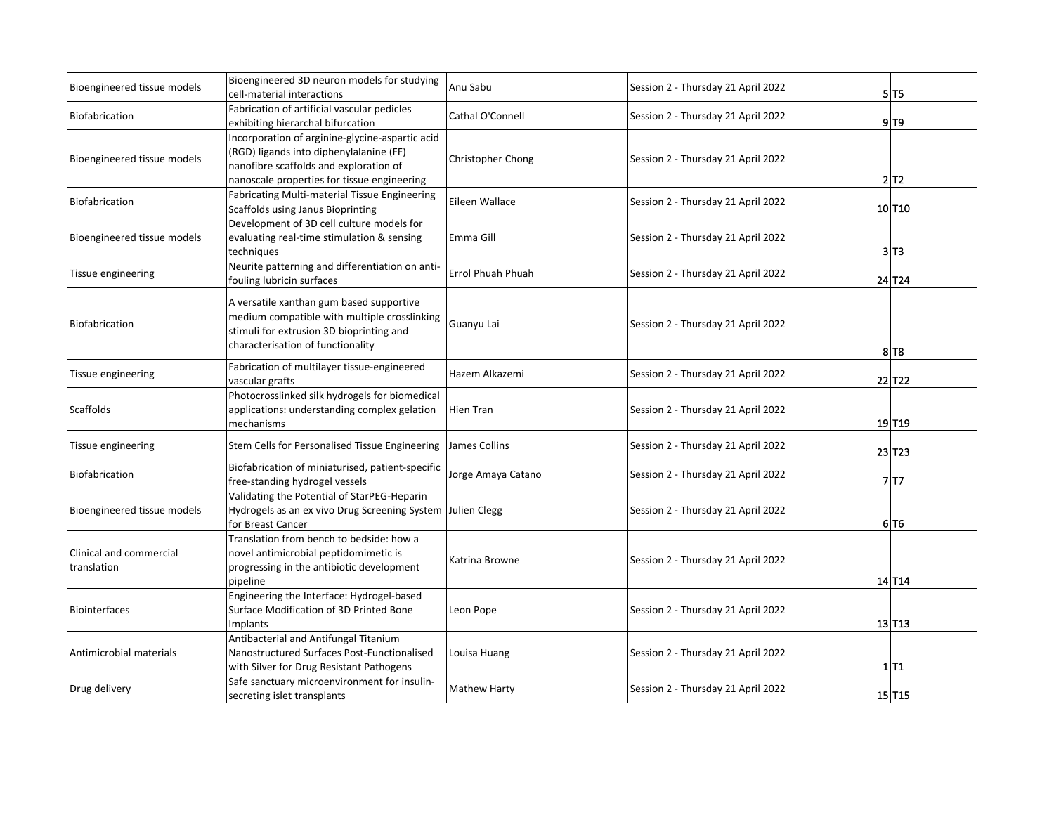| | | | | | |
|---|---|---|---|---|---|
| Bioengineered tissue models | Bioengineered 3D neuron models for studying cell-material interactions | Anu Sabu | Session 2 - Thursday 21 April 2022 | 5 | T5 |
| Biofabrication | Fabrication of artificial vascular pedicles exhibiting hierarchal bifurcation | Cathal O'Connell | Session 2 - Thursday 21 April 2022 | 9 | T9 |
| Bioengineered tissue models | Incorporation of arginine-glycine-aspartic acid (RGD) ligands into diphenylalanine (FF) nanofibre scaffolds and exploration of nanoscale properties for tissue engineering | Christopher Chong | Session 2 - Thursday 21 April 2022 | 2 | T2 |
| Biofabrication | Fabricating Multi-material Tissue Engineering Scaffolds using Janus Bioprinting | Eileen Wallace | Session 2 - Thursday 21 April 2022 | 10 | T10 |
| Bioengineered tissue models | Development of 3D cell culture models for evaluating real-time stimulation & sensing techniques | Emma Gill | Session 2 - Thursday 21 April 2022 | 3 | T3 |
| Tissue engineering | Neurite patterning and differentiation on anti-fouling lubricin surfaces | Errol Phuah Phuah | Session 2 - Thursday 21 April 2022 | 24 | T24 |
| Biofabrication | A versatile xanthan gum based supportive medium compatible with multiple crosslinking stimuli for extrusion 3D bioprinting and characterisation of functionality | Guanyu Lai | Session 2 - Thursday 21 April 2022 | 8 | T8 |
| Tissue engineering | Fabrication of multilayer tissue-engineered vascular grafts | Hazem Alkazemi | Session 2 - Thursday 21 April 2022 | 22 | T22 |
| Scaffolds | Photocrosslinked silk hydrogels for biomedical applications: understanding complex gelation mechanisms | Hien Tran | Session 2 - Thursday 21 April 2022 | 19 | T19 |
| Tissue engineering | Stem Cells for Personalised Tissue Engineering | James Collins | Session 2 - Thursday 21 April 2022 | 23 | T23 |
| Biofabrication | Biofabrication of miniaturised, patient-specific free-standing hydrogel vessels | Jorge Amaya Catano | Session 2 - Thursday 21 April 2022 | 7 | T7 |
| Bioengineered tissue models | Validating the Potential of StarPEG-Heparin Hydrogels as an ex vivo Drug Screening System for Breast Cancer | Julien Clegg | Session 2 - Thursday 21 April 2022 | 6 | T6 |
| Clinical and commercial translation | Translation from bench to bedside: how a novel antimicrobial peptidomimetic is progressing in the antibiotic development pipeline | Katrina Browne | Session 2 - Thursday 21 April 2022 | 14 | T14 |
| Biointerfaces | Engineering the Interface: Hydrogel-based Surface Modification of 3D Printed Bone Implants | Leon Pope | Session 2 - Thursday 21 April 2022 | 13 | T13 |
| Antimicrobial materials | Antibacterial and Antifungal Titanium Nanostructured Surfaces Post-Functionalised with Silver for Drug Resistant Pathogens | Louisa Huang | Session 2 - Thursday 21 April 2022 | 1 | T1 |
| Drug delivery | Safe sanctuary microenvironment for insulin-secreting islet transplants | Mathew Harty | Session 2 - Thursday 21 April 2022 | 15 | T15 |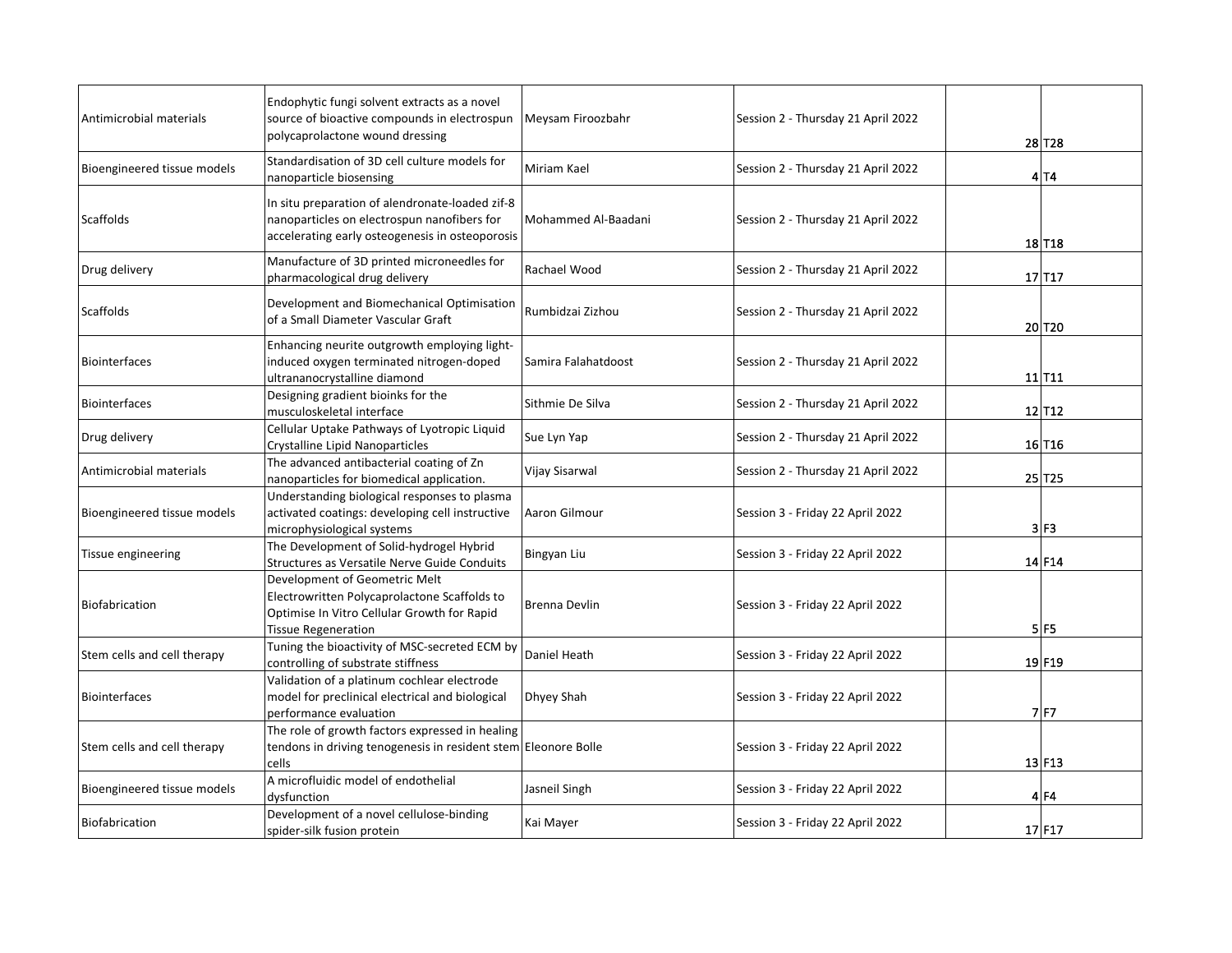| | | | | | |
|---|---|---|---|---|---|
| Antimicrobial materials | Endophytic fungi solvent extracts as a novel source of bioactive compounds in electrospun polycaprolactone wound dressing | Meysam Firoozbahr | Session 2 - Thursday 21 April 2022 | 28 | T28 |
| Bioengineered tissue models | Standardisation of 3D cell culture models for nanoparticle biosensing | Miriam Kael | Session 2 - Thursday 21 April 2022 | 4 | T4 |
| Scaffolds | In situ preparation of alendronate-loaded zif-8 nanoparticles on electrospun nanofibers for accelerating early osteogenesis in osteoporosis | Mohammed Al-Baadani | Session 2 - Thursday 21 April 2022 | 18 | T18 |
| Drug delivery | Manufacture of 3D printed microneedles for pharmacological drug delivery | Rachael Wood | Session 2 - Thursday 21 April 2022 | 17 | T17 |
| Scaffolds | Development and Biomechanical Optimisation of a Small Diameter Vascular Graft | Rumbidzai Zizhou | Session 2 - Thursday 21 April 2022 | 20 | T20 |
| Biointerfaces | Enhancing neurite outgrowth employing light-induced oxygen terminated nitrogen-doped ultrananocrystalline diamond | Samira Falahatdoost | Session 2 - Thursday 21 April 2022 | 11 | T11 |
| Biointerfaces | Designing gradient bioinks for the musculoskeletal interface | Sithmie De Silva | Session 2 - Thursday 21 April 2022 | 12 | T12 |
| Drug delivery | Cellular Uptake Pathways of Lyotropic Liquid Crystalline Lipid Nanoparticles | Sue Lyn Yap | Session 2 - Thursday 21 April 2022 | 16 | T16 |
| Antimicrobial materials | The advanced antibacterial coating of Zn nanoparticles for biomedical application. | Vijay Sisarwal | Session 2 - Thursday 21 April 2022 | 25 | T25 |
| Bioengineered tissue models | Understanding biological responses to plasma activated coatings: developing cell instructive microphysiological systems | Aaron Gilmour | Session 3 - Friday 22 April 2022 | 3 | F3 |
| Tissue engineering | The Development of Solid-hydrogel Hybrid Structures as Versatile Nerve Guide Conduits | Bingyan Liu | Session 3 - Friday 22 April 2022 | 14 | F14 |
| Biofabrication | Development of Geometric Melt Electrowritten Polycaprolactone Scaffolds to Optimise In Vitro Cellular Growth for Rapid Tissue Regeneration | Brenna Devlin | Session 3 - Friday 22 April 2022 | 5 | F5 |
| Stem cells and cell therapy | Tuning the bioactivity of MSC-secreted ECM by controlling of substrate stiffness | Daniel Heath | Session 3 - Friday 22 April 2022 | 19 | F19 |
| Biointerfaces | Validation of a platinum cochlear electrode model for preclinical electrical and biological performance evaluation | Dhyey Shah | Session 3 - Friday 22 April 2022 | 7 | F7 |
| Stem cells and cell therapy | The role of growth factors expressed in healing tendons in driving tenogenesis in resident stem cells | Eleonore Bolle | Session 3 - Friday 22 April 2022 | 13 | F13 |
| Bioengineered tissue models | A microfluidic model of endothelial dysfunction | Jasneil Singh | Session 3 - Friday 22 April 2022 | 4 | F4 |
| Biofabrication | Development of a novel cellulose-binding spider-silk fusion protein | Kai Mayer | Session 3 - Friday 22 April 2022 | 17 | F17 |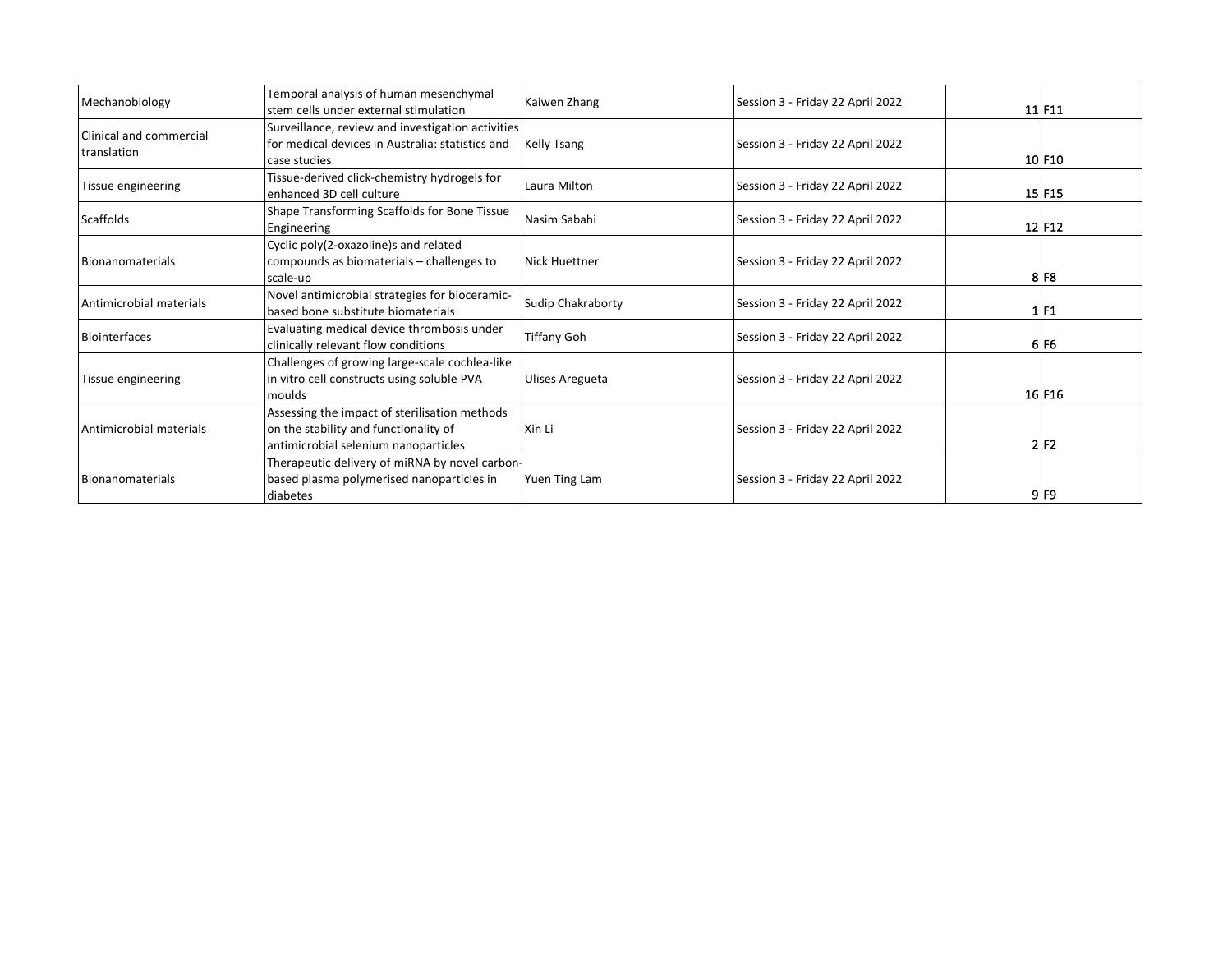| | | | | | |
|---|---|---|---|---|---|
| Mechanobiology | Temporal analysis of human mesenchymal stem cells under external stimulation | Kaiwen Zhang | Session 3 - Friday 22 April 2022 | 11 | F11 |
| Clinical and commercial translation | Surveillance, review and investigation activities for medical devices in Australia: statistics and case studies | Kelly Tsang | Session 3 - Friday 22 April 2022 | 10 | F10 |
| Tissue engineering | Tissue-derived click-chemistry hydrogels for enhanced 3D cell culture | Laura Milton | Session 3 - Friday 22 April 2022 | 15 | F15 |
| Scaffolds | Shape Transforming Scaffolds for Bone Tissue Engineering | Nasim Sabahi | Session 3 - Friday 22 April 2022 | 12 | F12 |
| Bionanomaterials | Cyclic poly(2-oxazoline)s and related compounds as biomaterials – challenges to scale-up | Nick Huettner | Session 3 - Friday 22 April 2022 | 8 | F8 |
| Antimicrobial materials | Novel antimicrobial strategies for bioceramic-based bone substitute biomaterials | Sudip Chakraborty | Session 3 - Friday 22 April 2022 | 1 | F1 |
| Biointerfaces | Evaluating medical device thrombosis under clinically relevant flow conditions | Tiffany Goh | Session 3 - Friday 22 April 2022 | 6 | F6 |
| Tissue engineering | Challenges of growing large-scale cochlea-like in vitro cell constructs using soluble PVA moulds | Ulises Aregueta | Session 3 - Friday 22 April 2022 | 16 | F16 |
| Antimicrobial materials | Assessing the impact of sterilisation methods on the stability and functionality of antimicrobial selenium nanoparticles | Xin Li | Session 3 - Friday 22 April 2022 | 2 | F2 |
| Bionanomaterials | Therapeutic delivery of miRNA by novel carbon-based plasma polymerised nanoparticles in diabetes | Yuen Ting Lam | Session 3 - Friday 22 April 2022 | 9 | F9 |